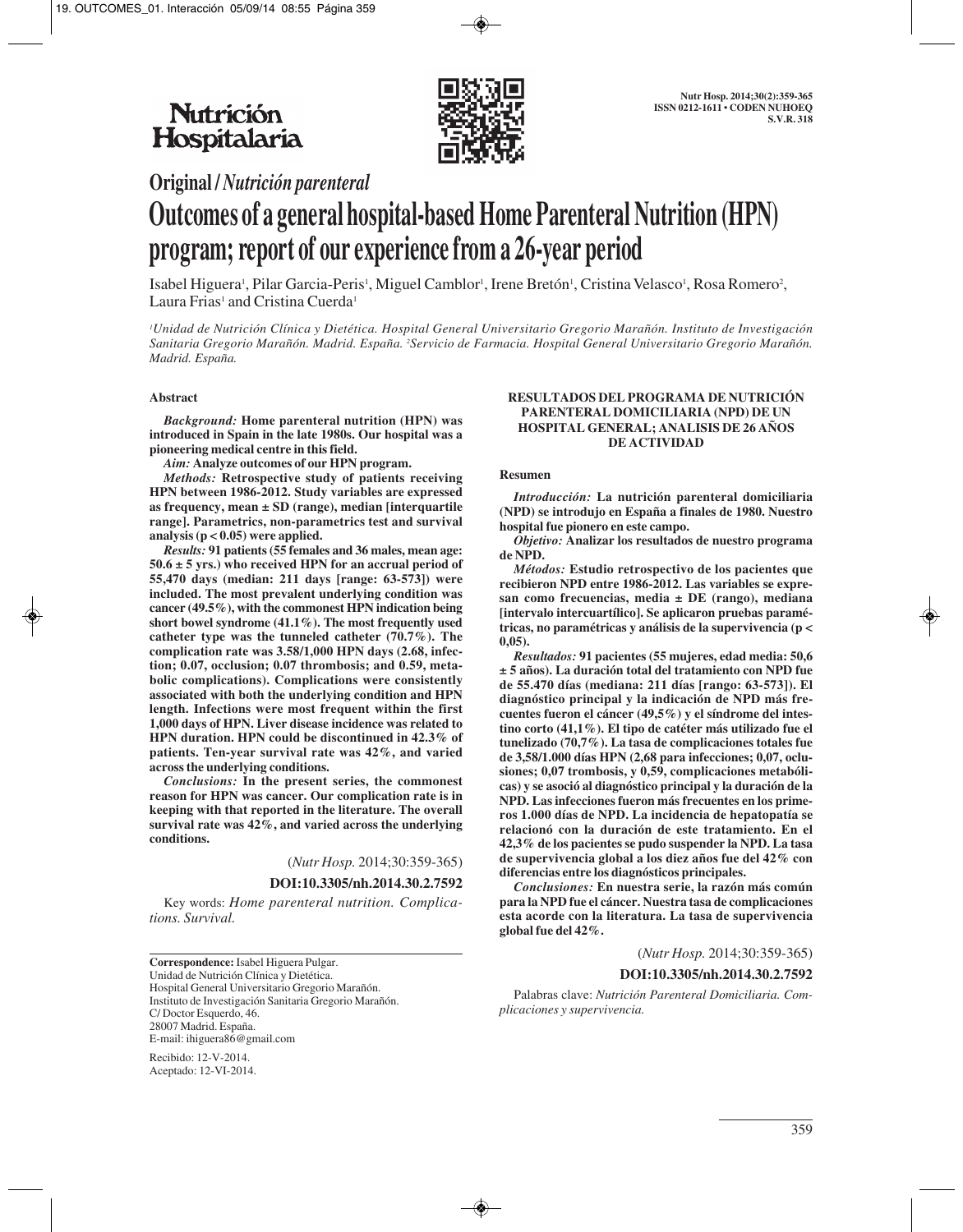# Original / *Nutrición parenteral*

# Outcomes of a general hospital-based Home Parenteral Nutrition (HPN) program; report of our experience from a 26-year period

Isabel Higuera[1], Pilar Garcia-Peris[1], Miguel Camblor[1], Irene Bretón[1], Cristina Velasco[1], Rosa Romero[2], Laura Frias[1] and Cristina Cuerda[1]

[1]*Unidad de Nutrición Clínica y Dietética. Hospital General Universitario Gregorio Marañón. Instituto de Investigación Sanitaria Gregorio Marañón. Madrid. España.* [2]*Servicio de Farmacia. Hospital General Universitario Gregorio Marañón. Madrid. España.*

## Abstract

***Background:*** **Home parenteral nutrition (HPN) was introduced in Spain in the late 1980s. Our hospital was a pioneering medical centre in this field.**

***Aim:*** **Analyze outcomes of our HPN program.**

***Methods:*** **Retrospective study of patients receiving HPN between 1986-2012. Study variables are expressed as frequency, mean ± SD (range), median [interquartile range]. Parametrics, non-parametrics test and survival analysis ($p < 0.05$) were applied.**

***Results:*** **91 patients (55 females and 36 males, mean age: 50.6 ± 5 yrs.) who received HPN for an accrual period of 55,470 days (median: 211 days [range: 63-573]) were included. The most prevalent underlying condition was cancer (49.5%), with the commonest HPN indication being short bowel syndrome (41.1%). The most frequently used catheter type was the tunneled catheter (70.7%). The complication rate was 3.58/1,000 HPN days (2.68, infection; 0.07, occlusion; 0.07 thrombosis; and 0.59, metabolic complications). Complications were consistently associated with both the underlying condition and HPN length. Infections were most frequent within the first 1,000 days of HPN. Liver disease incidence was related to HPN duration. HPN could be discontinued in 42.3% of patients. Ten-year survival rate was 42%, and varied across the underlying conditions.**

***Conclusions:*** **In the present series, the commonest reason for HPN was cancer. Our complication rate is in keeping with that reported in the literature. The overall survival rate was 42%, and varied across the underlying conditions.**

(*Nutr Hosp.* 2014;30:359-365)

**DOI:10.3305/nh.2014.30.2.7592**

Key words: *Home parenteral nutrition. Complications. Survival.*

**Correspondence:** Isabel Higuera Pulgar.
Unidad de Nutrición Clínica y Dietética.
Hospital General Universitario Gregorio Marañón.
Instituto de Investigación Sanitaria Gregorio Marañón.
C/ Doctor Esquerdo, 46.
28007 Madrid. España.
E-mail: ihiguera86@gmail.com

Recibido: 12-V-2014.
Aceptado: 12-VI-2014.

## RESULTADOS DEL PROGRAMA DE NUTRICIÓN PARENTERAL DOMICILIARIA (NPD) DE UN HOSPITAL GENERAL; ANALISIS DE 26 AÑOS DE ACTIVIDAD

### Resumen

***Introducción:*** **La nutrición parenteral domiciliaria (NPD) se introdujo en España a finales de 1980. Nuestro hospital fue pionero en este campo.**

***Objetivo:*** **Analizar los resultados de nuestro programa de NPD.**

***Métodos:*** **Estudio retrospectivo de los pacientes que recibieron NPD entre 1986-2012. Las variables se expresan como frecuencias, media ± DE (rango), mediana [intervalo intercuartílico]. Se aplicaron pruebas paramétricas, no paramétricas y análisis de la supervivencia ($p < 0,05$).**

***Resultados:*** **91 pacientes (55 mujeres, edad media: 50,6 ± 5 años). La duración total del tratamiento con NPD fue de 55.470 días (mediana: 211 días [rango: 63-573]). El diagnóstico principal y la indicación de NPD más frecuentes fueron el cáncer (49,5%) y el síndrome del intestino corto (41,1%). El tipo de catéter más utilizado fue el tunelizado (70,7%). La tasa de complicaciones totales fue de 3,58/1.000 días HPN (2,68 para infecciones; 0,07, oclusiones; 0,07 trombosis, y 0,59, complicaciones metabólicas) y se asoció al diagnóstico principal y la duración de la NPD. Las infecciones fueron más frecuentes en los primeros 1.000 días de NPD. La incidencia de hepatopatía se relacionó con la duración de este tratamiento. En el 42,3% de los pacientes se pudo suspender la NPD. La tasa de supervivencia global a los diez años fue del 42% con diferencias entre los diagnósticos principales.**

***Conclusiones:*** **En nuestra serie, la razón más común para la NPD fue el cáncer. Nuestra tasa de complicaciones esta acorde con la literatura. La tasa de supervivencia global fue del 42%.**

(*Nutr Hosp.* 2014;30:359-365)

**DOI:10.3305/nh.2014.30.2.7592**

Palabras clave: *Nutrición Parenteral Domiciliaria. Complicaciones y supervivencia.*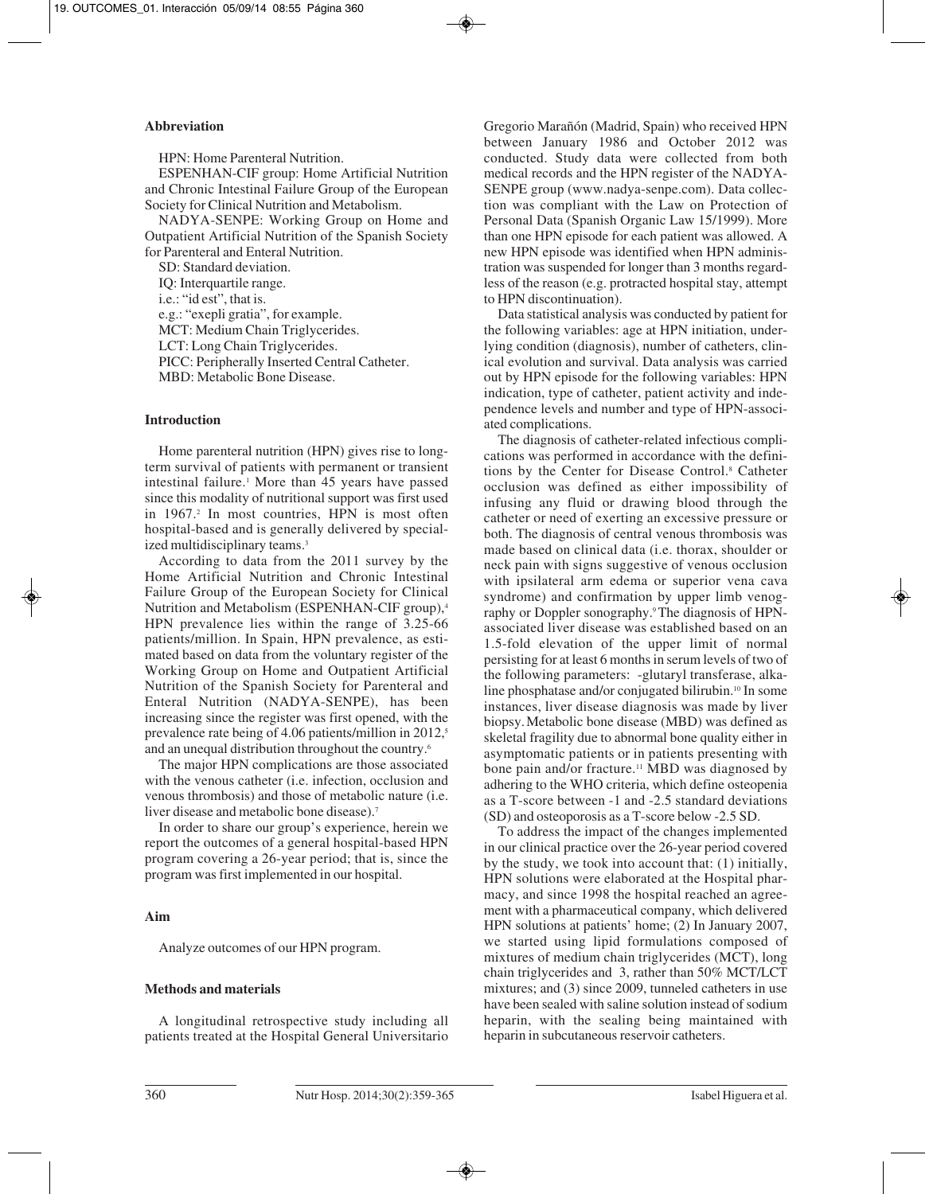## Abbreviation

HPN: Home Parenteral Nutrition.

ESPENHAN-CIF group: Home Artificial Nutrition and Chronic Intestinal Failure Group of the European Society for Clinical Nutrition and Metabolism.

NADYA-SENPE: Working Group on Home and Outpatient Artificial Nutrition of the Spanish Society for Parenteral and Enteral Nutrition.

SD: Standard deviation.

IQ: Interquartile range.

i.e.: "id est", that is.

e.g.: "exepli gratia", for example.

MCT: Medium Chain Triglycerides.

LCT: Long Chain Triglycerides.

PICC: Peripherally Inserted Central Catheter.

MBD: Metabolic Bone Disease.

## Introduction

Home parenteral nutrition (HPN) gives rise to long-term survival of patients with permanent or transient intestinal failure.[1] More than 45 years have passed since this modality of nutritional support was first used in 1967.[2] In most countries, HPN is most often hospital-based and is generally delivered by specialized multidisciplinary teams.[3]

According to data from the 2011 survey by the Home Artificial Nutrition and Chronic Intestinal Failure Group of the European Society for Clinical Nutrition and Metabolism (ESPENHAN-CIF group),[4] HPN prevalence lies within the range of 3.25-66 patients/million. In Spain, HPN prevalence, as estimated based on data from the voluntary register of the Working Group on Home and Outpatient Artificial Nutrition of the Spanish Society for Parenteral and Enteral Nutrition (NADYA-SENPE), has been increasing since the register was first opened, with the prevalence rate being of 4.06 patients/million in 2012,[5] and an unequal distribution throughout the country.[6]

The major HPN complications are those associated with the venous catheter (i.e. infection, occlusion and venous thrombosis) and those of metabolic nature (i.e. liver disease and metabolic bone disease).[7]

In order to share our group's experience, herein we report the outcomes of a general hospital-based HPN program covering a 26-year period; that is, since the program was first implemented in our hospital.

## Aim

Analyze outcomes of our HPN program.

## Methods and materials

A longitudinal retrospective study including all patients treated at the Hospital General Universitario Gregorio Marañón (Madrid, Spain) who received HPN between January 1986 and October 2012 was conducted. Study data were collected from both medical records and the HPN register of the NADYA-SENPE group (www.nadya-senpe.com). Data collection was compliant with the Law on Protection of Personal Data (Spanish Organic Law 15/1999). More than one HPN episode for each patient was allowed. A new HPN episode was identified when HPN administration was suspended for longer than 3 months regardless of the reason (e.g. protracted hospital stay, attempt to HPN discontinuation).

Data statistical analysis was conducted by patient for the following variables: age at HPN initiation, underlying condition (diagnosis), number of catheters, clinical evolution and survival. Data analysis was carried out by HPN episode for the following variables: HPN indication, type of catheter, patient activity and independence levels and number and type of HPN-associated complications.

The diagnosis of catheter-related infectious complications was performed in accordance with the definitions by the Center for Disease Control.[8] Catheter occlusion was defined as either impossibility of infusing any fluid or drawing blood through the catheter or need of exerting an excessive pressure or both. The diagnosis of central venous thrombosis was made based on clinical data (i.e. thorax, shoulder or neck pain with signs suggestive of venous occlusion with ipsilateral arm edema or superior vena cava syndrome) and confirmation by upper limb venography or Doppler sonography.[9] The diagnosis of HPN-associated liver disease was established based on an 1.5-fold elevation of the upper limit of normal persisting for at least 6 months in serum levels of two of the following parameters: -glutaryl transferase, alkaline phosphatase and/or conjugated bilirubin.[10] In some instances, liver disease diagnosis was made by liver biopsy. Metabolic bone disease (MBD) was defined as skeletal fragility due to abnormal bone quality either in asymptomatic patients or in patients presenting with bone pain and/or fracture.[11] MBD was diagnosed by adhering to the WHO criteria, which define osteopenia as a T-score between -1 and -2.5 standard deviations (SD) and osteoporosis as a T-score below -2.5 SD.

To address the impact of the changes implemented in our clinical practice over the 26-year period covered by the study, we took into account that: (1) initially, HPN solutions were elaborated at the Hospital pharmacy, and since 1998 the hospital reached an agreement with a pharmaceutical company, which delivered HPN solutions at patients' home; (2) In January 2007, we started using lipid formulations composed of mixtures of medium chain triglycerides (MCT), long chain triglycerides and 3, rather than 50% MCT/LCT mixtures; and (3) since 2009, tunneled catheters in use have been sealed with saline solution instead of sodium heparin, with the sealing being maintained with heparin in subcutaneous reservoir catheters.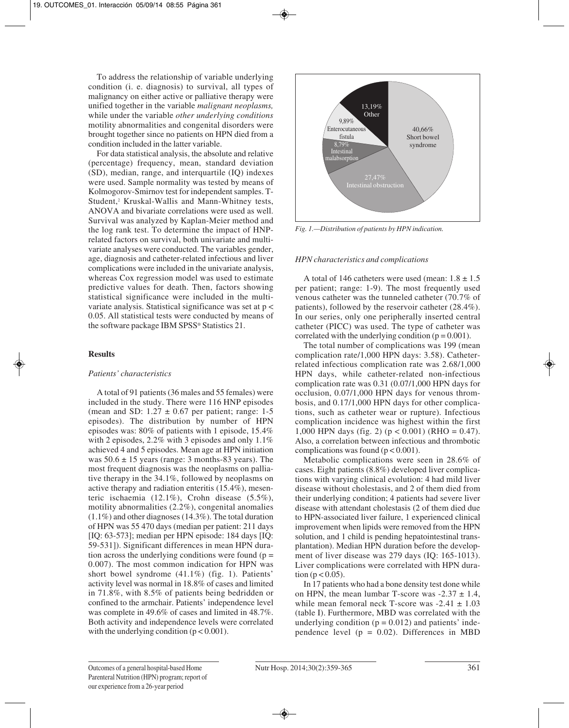To address the relationship of variable underlying condition (i. e. diagnosis) to survival, all types of malignancy on either active or palliative therapy were unified together in the variable *malignant neoplasms,* while under the variable *other underlying conditions* motility abnormalities and congenital disorders were brought together since no patients on HPN died from a condition included in the latter variable.

For data statistical analysis, the absolute and relative (percentage) frequency, mean, standard deviation (SD), median, range, and interquartile (IQ) indexes were used. Sample normality was tested by means of Kolmogorov-Smirnov test for independent samples. T-Student,[2] Kruskal-Wallis and Mann-Whitney tests, ANOVA and bivariate correlations were used as well. Survival was analyzed by Kaplan-Meier method and the log rank test. To determine the impact of HNP-related factors on survival, both univariate and multivariate analyses were conducted. The variables gender, age, diagnosis and catheter-related infectious and liver complications were included in the univariate analysis, whereas Cox regression model was used to estimate predictive values for death. Then, factors showing statistical significance were included in the multivariate analysis. Statistical significance was set at $p < 0.05$. All statistical tests were conducted by means of the software package IBM SPSS® Statistics 21.

## Results

### *Patients' characteristics*

A total of 91 patients (36 males and 55 females) were included in the study. There were 116 HNP episodes (mean and SD: 1.27 ± 0.67 per patient; range: 1-5 episodes). The distribution by number of HPN episodes was: 80% of patients with 1 episode, 15.4% with 2 episodes, 2.2% with 3 episodes and only 1.1% achieved 4 and 5 episodes. Mean age at HPN initiation was 50.6 ± 15 years (range: 3 months-83 years). The most frequent diagnosis was the neoplasms on palliative therapy in the 34.1%, followed by neoplasms on active therapy and radiation enteritis (15.4%), mesenteric ischaemia (12.1%), Crohn disease (5.5%), motility abnormalities (2.2%), congenital anomalies (1.1%) and other diagnoses (14.3%). The total duration of HPN was 55 470 days (median per patient: 211 days [IQ: 63-573]; median per HPN episode: 184 days [IQ: 59-531]). Significant differences in mean HPN duration across the underlying conditions were found ($p = 0.007$). The most common indication for HPN was short bowel syndrome (41.1%) (fig. 1). Patients' activity level was normal in 18.8% of cases and limited in 71.8%, with 8.5% of patients being bedridden or confined to the armchair. Patients' independence level was complete in 49.6% of cases and limited in 48.7%. Both activity and independence levels were correlated with the underlying condition ($p < 0.001$).

| HPN indication | % |
|---|---|
| Short bowel syndrome | 40,66% |
| Intestinal obstruction | 27,47% |
| Intestinal malabsorption | 8,79% |
| Enterocutaneous fistula | 9,89% |
| Other | 13,19% |

*Fig. 1.—Distribution of patients by HPN indication.*

### *HPN characteristics and complications*

A total of 146 catheters were used (mean: 1.8 ± 1.5 per patient; range: 1-9). The most frequently used venous catheter was the tunneled catheter (70.7% of patients), followed by the reservoir catheter (28.4%). In our series, only one peripherally inserted central catheter (PICC) was used. The type of catheter was correlated with the underlying condition ($p = 0.001$).

The total number of complications was 199 (mean complication rate/1,000 HPN days: 3.58). Catheter-related infectious complication rate was 2.68/1,000 HPN days, while catheter-related non-infectious complication rate was 0.31 (0.07/1,000 HPN days for occlusion, 0.07/1,000 HPN days for venous thrombosis, and 0.17/1,000 HPN days for other complications, such as catheter wear or rupture). Infectious complication incidence was highest within the first 1,000 HPN days (fig. 2) ($p < 0.001$) (RHO = 0.47). Also, a correlation between infectious and thrombotic complications was found ($p < 0.001$).

Metabolic complications were seen in 28.6% of cases. Eight patients (8.8%) developed liver complications with varying clinical evolution: 4 had mild liver disease without cholestasis, and 2 of them died from their underlying condition; 4 patients had severe liver disease with attendant cholestasis (2 of them died due to HPN-associated liver failure, 1 experienced clinical improvement when lipids were removed from the HPN solution, and 1 child is pending hepatointestinal transplantation). Median HPN duration before the development of liver disease was 279 days (IQ: 165-1013). Liver complications were correlated with HPN duration ($p < 0.05$).

In 17 patients who had a bone density test done while on HPN, the mean lumbar T-score was -2.37 ± 1.4, while mean femoral neck T-score was -2.41 ± 1.03 (table I). Furthermore, MBD was correlated with the underlying condition ($p = 0.012$) and patients' independence level ($p = 0.02$). Differences in MBD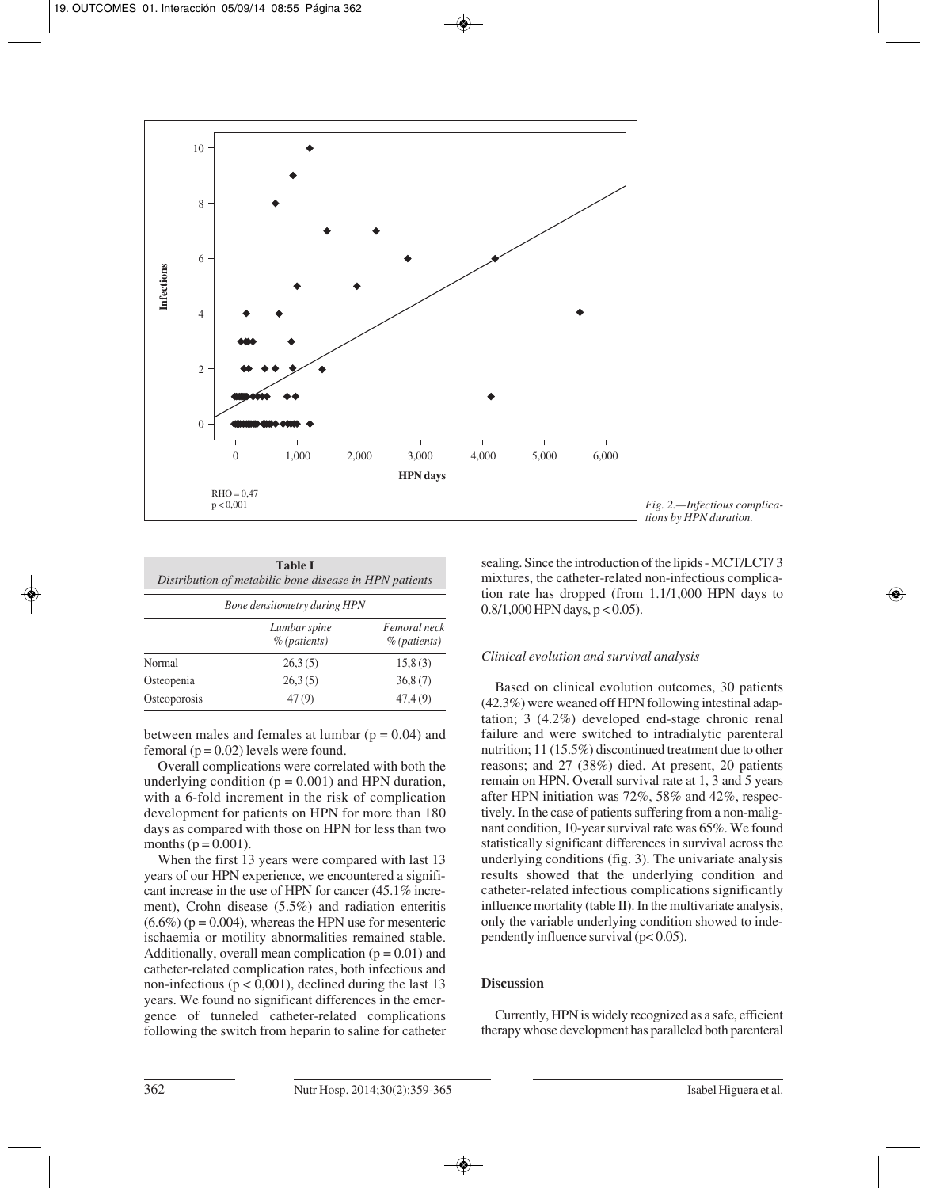Fig. 2.—Infectious complications by HPN duration.

**Table I**
*Distribution of metabilic bone disease in HPN patients*

| *Bone densitometry during HPN* | | |
|---|---|---|
| | *Lumbar spine % (patients)* | *Femoral neck % (patients)* |
| Normal | 26,3 (5) | 15,8 (3) |
| Osteopenia | 26,3 (5) | 36,8 (7) |
| Osteoporosis | 47 (9) | 47,4 (9) |

between males and females at lumbar ($p = 0.04$) and femoral ($p = 0.02$) levels were found.

Overall complications were correlated with both the underlying condition ($p = 0.001$) and HPN duration, with a 6-fold increment in the risk of complication development for patients on HPN for more than 180 days as compared with those on HPN for less than two months ($p = 0.001$).

When the first 13 years were compared with last 13 years of our HPN experience, we encountered a significant increase in the use of HPN for cancer (45.1% increment), Crohn disease (5.5%) and radiation enteritis (6.6%) ($p = 0.004$), whereas the HPN use for mesenteric ischaemia or motility abnormalities remained stable. Additionally, overall mean complication ($p = 0.01$) and catheter-related complication rates, both infectious and non-infectious ($p < 0{,}001$), declined during the last 13 years. We found no significant differences in the emergence of tunneled catheter-related complications following the switch from heparin to saline for catheter sealing. Since the introduction of the lipids - MCT/LCT/ 3 mixtures, the catheter-related non-infectious complication rate has dropped (from 1.1/1,000 HPN days to 0.8/1,000 HPN days, $p < 0.05$).

### *Clinical evolution and survival analysis*

Based on clinical evolution outcomes, 30 patients (42.3%) were weaned off HPN following intestinal adaptation; 3 (4.2%) developed end-stage chronic renal failure and were switched to intradialytic parenteral nutrition; 11 (15.5%) discontinued treatment due to other reasons; and 27 (38%) died. At present, 20 patients remain on HPN. Overall survival rate at 1, 3 and 5 years after HPN initiation was 72%, 58% and 42%, respectively. In the case of patients suffering from a non-malignant condition, 10-year survival rate was 65%. We found statistically significant differences in survival across the underlying conditions (fig. 3). The univariate analysis results showed that the underlying condition and catheter-related infectious complications significantly influence mortality (table II). In the multivariate analysis, only the variable underlying condition showed to independently influence survival ($p < 0.05$).

### **Discussion**

Currently, HPN is widely recognized as a safe, efficient therapy whose development has paralleled both parenteral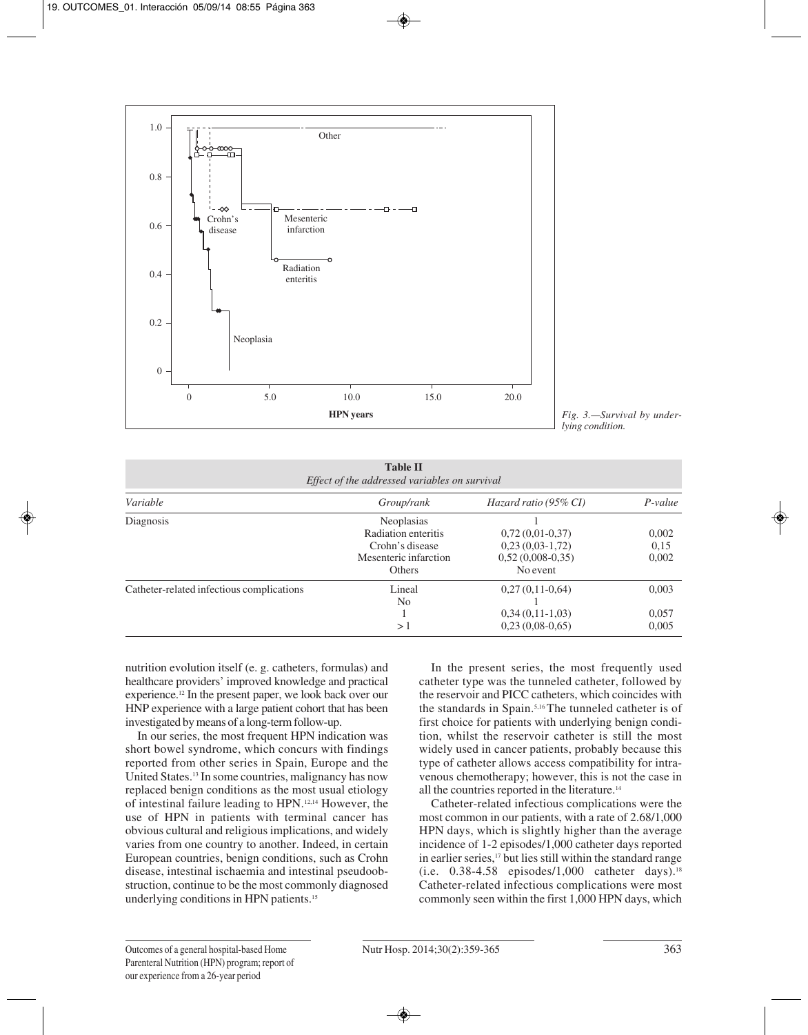Fig. 3.—Survival by underlying condition.

| **Table II** | | | |
|---|---|---|---|
| *Effect of the addressed variables on survival* | | | |
| *Variable* | *Group/rank* | *Hazard ratio (95% CI)* | *P-value* |
| Diagnosis | Neoplasias | 1 | |
| | Radiation enteritis | 0,72 (0,01-0,37) | 0,002 |
| | Crohn's disease | 0,23 (0,03-1,72) | 0,15 |
| | Mesenteric infarction | 0,52 (0,008-0,35) | 0,002 |
| | Others | No event | |
| Catheter-related infectious complications | Lineal | 0,27 (0,11-0,64) | 0,003 |
| | No | 1 | |
| | 1 | 0,34 (0,11-1,03) | 0,057 |
| | > 1 | 0,23 (0,08-0,65) | 0,005 |

nutrition evolution itself (e. g. catheters, formulas) and healthcare providers' improved knowledge and practical experience.[12] In the present paper, we look back over our HNP experience with a large patient cohort that has been investigated by means of a long-term follow-up.

In our series, the most frequent HPN indication was short bowel syndrome, which concurs with findings reported from other series in Spain, Europe and the United States.[13] In some countries, malignancy has now replaced benign conditions as the most usual etiology of intestinal failure leading to HPN.[12,14] However, the use of HPN in patients with terminal cancer has obvious cultural and religious implications, and widely varies from one country to another. Indeed, in certain European countries, benign conditions, such as Crohn disease, intestinal ischaemia and intestinal pseudoobstruction, continue to be the most commonly diagnosed underlying conditions in HPN patients.[15]

In the present series, the most frequently used catheter type was the tunneled catheter, followed by the reservoir and PICC catheters, which coincides with the standards in Spain.[5,16] The tunneled catheter is of first choice for patients with underlying benign condition, whilst the reservoir catheter is still the most widely used in cancer patients, probably because this type of catheter allows access compatibility for intravenous chemotherapy; however, this is not the case in all the countries reported in the literature.[14]

Catheter-related infectious complications were the most common in our patients, with a rate of 2.68/1,000 HPN days, which is slightly higher than the average incidence of 1-2 episodes/1,000 catheter days reported in earlier series,[17] but lies still within the standard range (i.e. 0.38-4.58 episodes/1,000 catheter days).[18] Catheter-related infectious complications were most commonly seen within the first 1,000 HPN days, which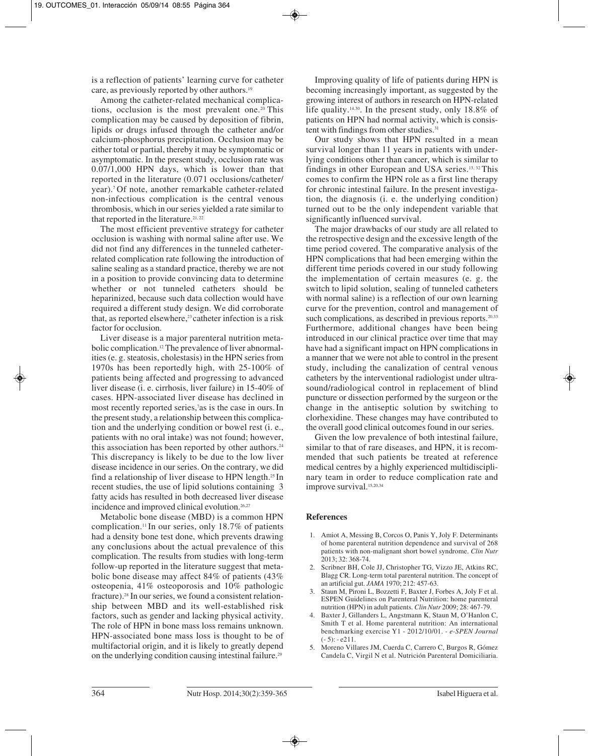is a reflection of patients' learning curve for catheter care, as previously reported by other authors.[19]

Among the catheter-related mechanical complications, occlusion is the most prevalent one.[20] This complication may be caused by deposition of fibrin, lipids or drugs infused through the catheter and/or calcium-phosphorus precipitation. Occlusion may be either total or partial, thereby it may be symptomatic or asymptomatic. In the present study, occlusion rate was 0.07/1,000 HPN days, which is lower than that reported in the literature (0.071 occlusions/catheter/year).[7] Of note, another remarkable catheter-related non-infectious complication is the central venous thrombosis, which in our series yielded a rate similar to that reported in the literature.[21,22]

The most efficient preventive strategy for catheter occlusion is washing with normal saline after use. We did not find any differences in the tunneled catheter-related complication rate following the introduction of saline sealing as a standard practice, thereby we are not in a position to provide convincing data to determine whether or not tunneled catheters should be heparinized, because such data collection would have required a different study design. We did corroborate that, as reported elsewhere,[23] catheter infection is a risk factor for occlusion.

Liver disease is a major parenteral nutrition metabolic complication.[12] The prevalence of liver abnormalities (e. g. steatosis, cholestasis) in the HPN series from 1970s has been reportedly high, with 25-100% of patients being affected and progressing to advanced liver disease (i. e. cirrhosis, liver failure) in 15-40% of cases. HPN-associated liver disease has declined in most recently reported series,[7] as is the case in ours. In the present study, a relationship between this complication and the underlying condition or bowel rest (i. e., patients with no oral intake) was not found; however, this association has been reported by other authors.[24] This discrepancy is likely to be due to the low liver disease incidence in our series. On the contrary, we did find a relationship of liver disease to HPN length.[25] In recent studies, the use of lipid solutions containing 3 fatty acids has resulted in both decreased liver disease incidence and improved clinical evolution.[26,27]

Metabolic bone disease (MBD) is a common HPN complication.[11] In our series, only 18.7% of patients had a density bone test done, which prevents drawing any conclusions about the actual prevalence of this complication. The results from studies with long-term follow-up reported in the literature suggest that metabolic bone disease may affect 84% of patients (43% osteopenia, 41% osteoporosis and 10% pathologic fracture).[28] In our series, we found a consistent relationship between MBD and its well-established risk factors, such as gender and lacking physical activity. The role of HPN in bone mass loss remains unknown. HPN-associated bone mass loss is thought to be of multifactorial origin, and it is likely to greatly depend on the underlying condition causing intestinal failure.[29]

Improving quality of life of patients during HPN is becoming increasingly important, as suggested by the growing interest of authors in research on HPN-related life quality.[14,30]. In the present study, only 18.8% of patients on HPN had normal activity, which is consistent with findings from other studies.[31]

Our study shows that HPN resulted in a mean survival longer than 11 years in patients with underlying conditions other than cancer, which is similar to findings in other European and USA series.[13,32] This comes to confirm the HPN role as a first line therapy for chronic intestinal failure. In the present investigation, the diagnosis (i. e. the underlying condition) turned out to be the only independent variable that significantly influenced survival.

The major drawbacks of our study are all related to the retrospective design and the excessive length of the time period covered. The comparative analysis of the HPN complications that had been emerging within the different time periods covered in our study following the implementation of certain measures (e. g. the switch to lipid solution, sealing of tunneled catheters with normal saline) is a reflection of our own learning curve for the prevention, control and management of such complications, as described in previous reports.[20,33] Furthermore, additional changes have been being introduced in our clinical practice over time that may have had a significant impact on HPN complications in a manner that we were not able to control in the present study, including the canalization of central venous catheters by the interventional radiologist under ultrasound/radiological control in replacement of blind puncture or dissection performed by the surgeon or the change in the antiseptic solution by switching to clorhexidine. These changes may have contributed to the overall good clinical outcomes found in our series.

Given the low prevalence of both intestinal failure, similar to that of rare diseases, and HPN, it is recommended that such patients be treated at reference medical centres by a highly experienced multidisciplinary team in order to reduce complication rate and improve survival.[15,20,34]

## References

1. Amiot A, Messing B, Corcos O, Panis Y, Joly F. Determinants of home parenteral nutrition dependence and survival of 268 patients with non-malignant short bowel syndrome. *Clin Nutr* 2013; 32: 368-74.
2. Scribner BH, Cole JJ, Christopher TG, Vizzo JE, Atkins RC, Blagg CR. Long-term total parenteral nutrition. The concept of an artificial gut. *JAMA* 1970; 212: 457-63.
3. Staun M, Pironi L, Bozzetti F, Baxter J, Forbes A, Joly F et al. ESPEN Guidelines on Parenteral Nutrition: home parenteral nutrition (HPN) in adult patients. *Clin Nutr* 2009; 28: 467-79.
4. Baxter J, Gillanders L, Angstmann K, Staun M, O'Hanlon C, Smith T et al. Home parenteral nutrition: An international benchmarking exercise Y1 - 2012/10/01. - *e-SPEN Journal* (- 5): - e211.
5. Moreno Villares JM, Cuerda C, Carrero C, Burgos R, Gómez Candela C, Virgil N et al. Nutrición Parenteral Domiciliaria.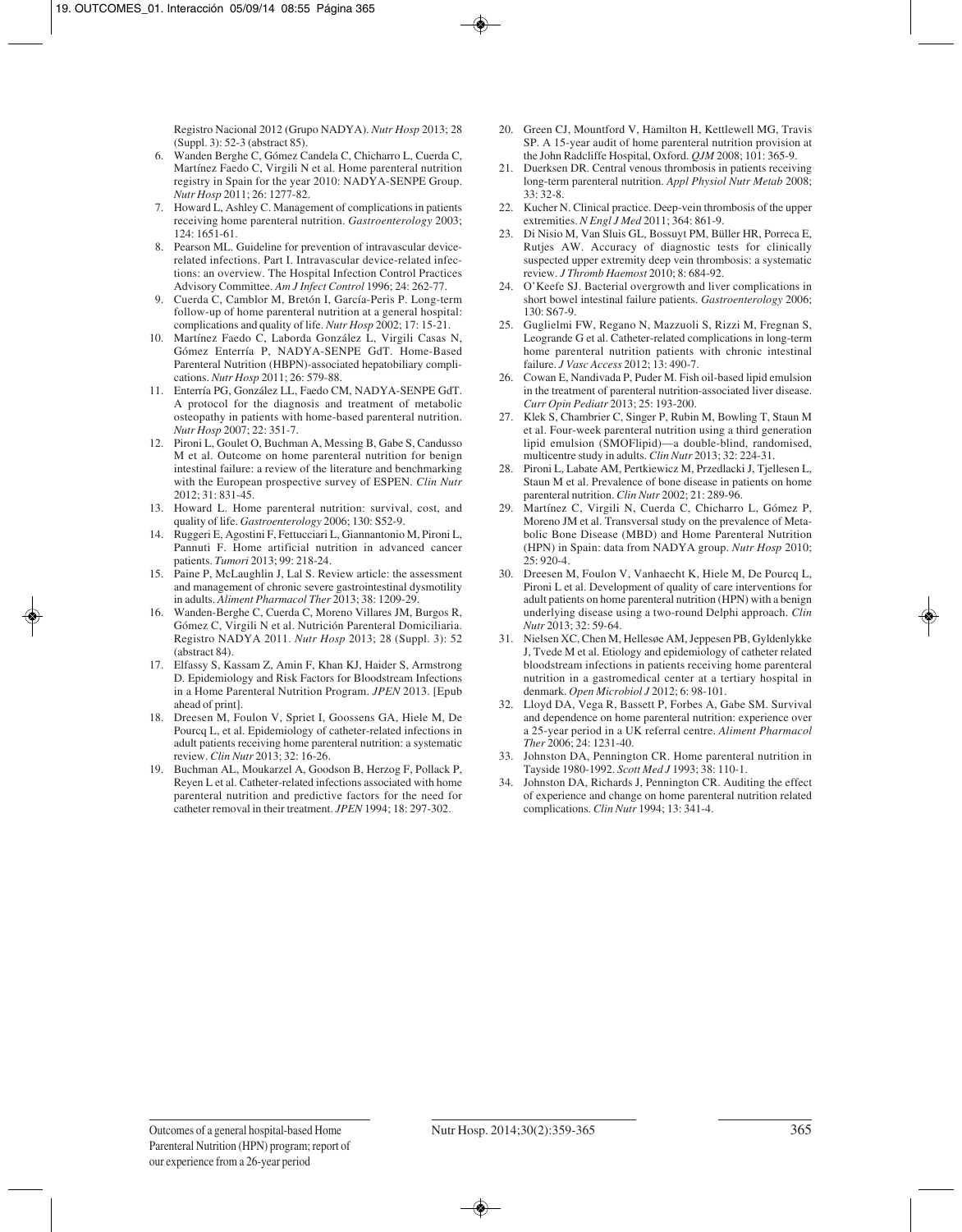Registro Nacional 2012 (Grupo NADYA). *Nutr Hosp* 2013; 28 (Suppl. 3): 52-3 (abstract 85).

6. Wanden Berghe C, Gómez Candela C, Chicharro L, Cuerda C, Martínez Faedo C, Virgili N et al. Home parenteral nutrition registry in Spain for the year 2010: NADYA-SENPE Group. *Nutr Hosp* 2011; 26: 1277-82.
7. Howard L, Ashley C. Management of complications in patients receiving home parenteral nutrition. *Gastroenterology* 2003; 124: 1651-61.
8. Pearson ML. Guideline for prevention of intravascular device-related infections. Part I. Intravascular device-related infections: an overview. The Hospital Infection Control Practices Advisory Committee. *Am J Infect Control* 1996; 24: 262-77.
9. Cuerda C, Camblor M, Bretón I, García-Peris P. Long-term follow-up of home parenteral nutrition at a general hospital: complications and quality of life. *Nutr Hosp* 2002; 17: 15-21.
10. Martínez Faedo C, Laborda González L, Virgili Casas N, Gómez Enterría P, NADYA-SENPE GdT. Home-Based Parenteral Nutrition (HBPN)-associated hepatobiliary complications. *Nutr Hosp* 2011; 26: 579-88.
11. Enterría PG, González LL, Faedo CM, NADYA-SENPE GdT. A protocol for the diagnosis and treatment of metabolic osteopathy in patients with home-based parenteral nutrition. *Nutr Hosp* 2007; 22: 351-7.
12. Pironi L, Goulet O, Buchman A, Messing B, Gabe S, Candusso M et al. Outcome on home parenteral nutrition for benign intestinal failure: a review of the literature and benchmarking with the European prospective survey of ESPEN. *Clin Nutr* 2012; 31: 831-45.
13. Howard L. Home parenteral nutrition: survival, cost, and quality of life. *Gastroenterology* 2006; 130: S52-9.
14. Ruggeri E, Agostini F, Fettucciari L, Giannantonio M, Pironi L, Pannuti F. Home artificial nutrition in advanced cancer patients. *Tumori* 2013; 99: 218-24.
15. Paine P, McLaughlin J, Lal S. Review article: the assessment and management of chronic severe gastrointestinal dysmotility in adults. *Aliment Pharmacol Ther* 2013; 38: 1209-29.
16. Wanden-Berghe C, Cuerda C, Moreno Villares JM, Burgos R, Gómez C, Virgili N et al. Nutrición Parenteral Domiciliaria. Registro NADYA 2011. *Nutr Hosp* 2013; 28 (Suppl. 3): 52 (abstract 84).
17. Elfassy S, Kassam Z, Amin F, Khan KJ, Haider S, Armstrong D. Epidemiology and Risk Factors for Bloodstream Infections in a Home Parenteral Nutrition Program. *JPEN* 2013. [Epub ahead of print].
18. Dreesen M, Foulon V, Spriet I, Goossens GA, Hiele M, De Pourcq L, et al. Epidemiology of catheter-related infections in adult patients receiving home parenteral nutrition: a systematic review. *Clin Nutr* 2013; 32: 16-26.
19. Buchman AL, Moukarzel A, Goodson B, Herzog F, Pollack P, Reyen L et al. Catheter-related infections associated with home parenteral nutrition and predictive factors for the need for catheter removal in their treatment. *JPEN* 1994; 18: 297-302.
20. Green CJ, Mountford V, Hamilton H, Kettlewell MG, Travis SP. A 15-year audit of home parenteral nutrition provision at the John Radcliffe Hospital, Oxford. *QJM* 2008; 101: 365-9.
21. Duerksen DR. Central venous thrombosis in patients receiving long-term parenteral nutrition. *Appl Physiol Nutr Metab* 2008; 33: 32-8.
22. Kucher N. Clinical practice. Deep-vein thrombosis of the upper extremities. *N Engl J Med* 2011; 364: 861-9.
23. Di Nisio M, Van Sluis GL, Bossuyt PM, Büller HR, Porreca E, Rutjes AW. Accuracy of diagnostic tests for clinically suspected upper extremity deep vein thrombosis: a systematic review. *J Thromb Haemost* 2010; 8: 684-92.
24. O'Keefe SJ. Bacterial overgrowth and liver complications in short bowel intestinal failure patients. *Gastroenterology* 2006; 130: S67-9.
25. Guglielmi FW, Regano N, Mazzuoli S, Rizzi M, Fregnan S, Leogrande G et al. Catheter-related complications in long-term home parenteral nutrition patients with chronic intestinal failure. *J Vasc Access* 2012; 13: 490-7.
26. Cowan E, Nandivada P, Puder M. Fish oil-based lipid emulsion in the treatment of parenteral nutrition-associated liver disease. *Curr Opin Pediatr* 2013; 25: 193-200.
27. Klek S, Chambrier C, Singer P, Rubin M, Bowling T, Staun M et al. Four-week parenteral nutrition using a third generation lipid emulsion (SMOFlipid)—a double-blind, randomised, multicentre study in adults. *Clin Nutr* 2013; 32: 224-31.
28. Pironi L, Labate AM, Pertkiewicz M, Przedlacki J, Tjellesen L, Staun M et al. Prevalence of bone disease in patients on home parenteral nutrition. *Clin Nutr* 2002; 21: 289-96.
29. Martínez C, Virgili N, Cuerda C, Chicharro L, Gómez P, Moreno JM et al. Transversal study on the prevalence of Metabolic Bone Disease (MBD) and Home Parenteral Nutrition (HPN) in Spain: data from NADYA group. *Nutr Hosp* 2010; 25: 920-4.
30. Dreesen M, Foulon V, Vanhaecht K, Hiele M, De Pourcq L, Pironi L et al. Development of quality of care interventions for adult patients on home parenteral nutrition (HPN) with a benign underlying disease using a two-round Delphi approach. *Clin Nutr* 2013; 32: 59-64.
31. Nielsen XC, Chen M, Hellesøe AM, Jeppesen PB, Gyldenlykke J, Tvede M et al. Etiology and epidemiology of catheter related bloodstream infections in patients receiving home parenteral nutrition in a gastromedical center at a tertiary hospital in denmark. *Open Microbiol J* 2012; 6: 98-101.
32. Lloyd DA, Vega R, Bassett P, Forbes A, Gabe SM. Survival and dependence on home parenteral nutrition: experience over a 25-year period in a UK referral centre. *Aliment Pharmacol Ther* 2006; 24: 1231-40.
33. Johnston DA, Pennington CR. Home parenteral nutrition in Tayside 1980-1992. *Scott Med J* 1993; 38: 110-1.
34. Johnston DA, Richards J, Pennington CR. Auditing the effect of experience and change on home parenteral nutrition related complications. *Clin Nutr* 1994; 13: 341-4.